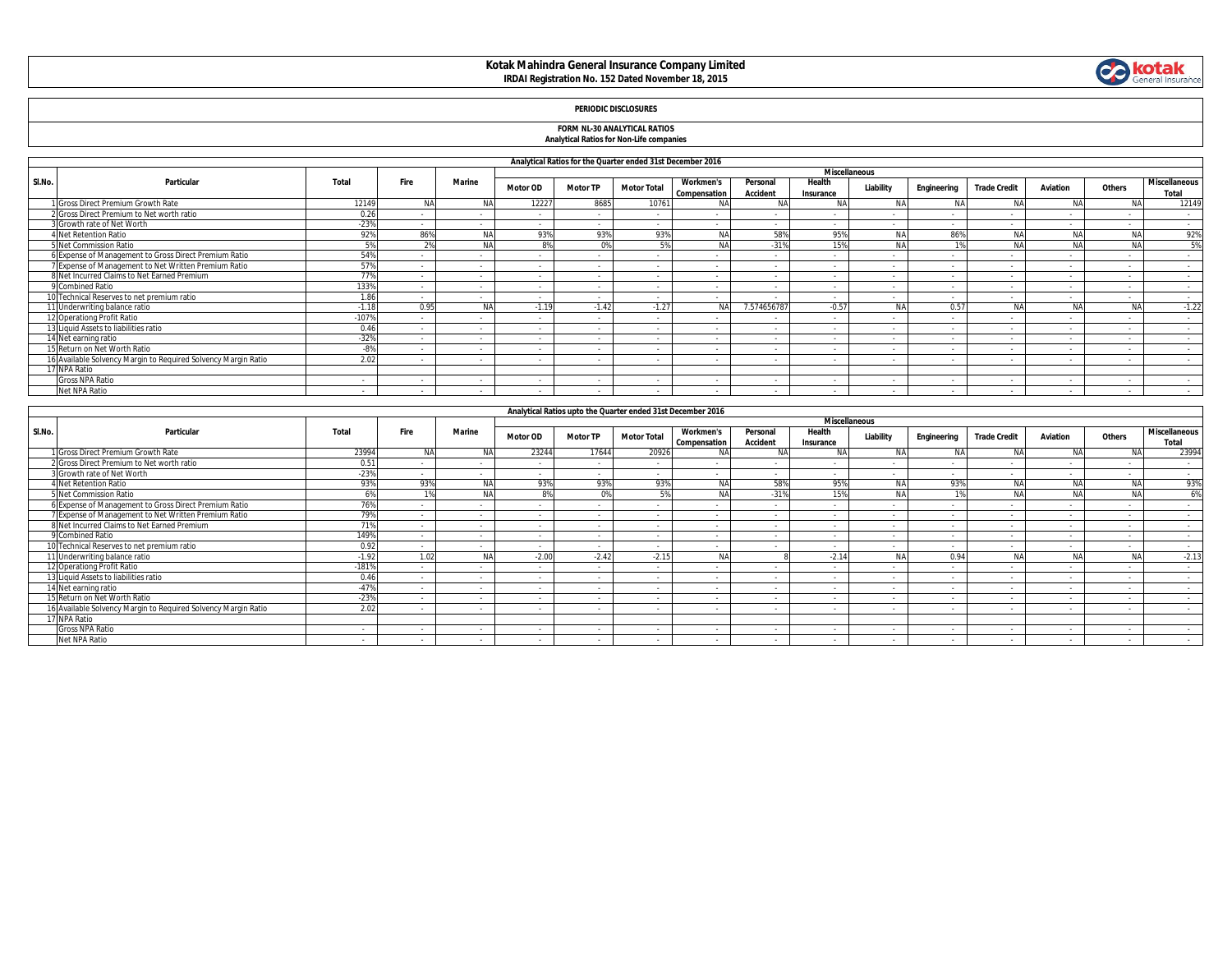# Kotak Mahindra General Insurance Company Limited

**IRDAI Registration No. 152 Dated November 18, 2015**

**PERIODIC DISCLOSURES**

**FORM NL-30 ANALYTICAL RATIOS**

**Analytical Ratios for Non-Life companies**

| Analytical Ratios for the Quarter ended 31st December 2016 | | | | | | | | | | | | | | | | | |
|---|---|---|---|---|---|---|---|---|---|---|---|---|---|---|---|---|---|
| Sl.No. | Particular | Total | Fire | Marine | Miscellaneous | | | | | | | | | | | | |
| | | | | | Motor OD | Motor TP | Motor Total | Workmen's Compensation | Personal Accident | Health Insurance | Liability | Engineering | Trade Credit | Aviation | Others | Miscellaneous Total |
| 1 | Gross Direct Premium Growth Rate | 12149 | NA | NA | 12227 | 8685 | 10761 | NA | NA | NA | NA | NA | NA | NA | NA | 12149 |
| 2 | Gross Direct Premium to Net worth ratio | 0.26 | - | - | - | - | - | - | - | - | - | - | - | - | - | - |
| 3 | Growth rate of Net Worth | -23% | - | - | - | - | - | - | - | - | - | - | - | - | - | - |
| 4 | Net Retention Ratio | 92% | 86% | NA | 93% | 93% | 93% | NA | 58% | 95% | NA | 86% | NA | NA | NA | 92% |
| 5 | Net Commission Ratio | 5% | 2% | NA | 8% | 0% | 5% | NA | -31% | 15% | NA | 1% | NA | NA | NA | 5% |
| 6 | Expense of Management to Gross Direct Premium Ratio | 54% | - | - | - | - | - | - | - | - | - | - | - | - | - | - |
| 7 | Expense of Management to Net Written Premium Ratio | 57% | - | - | - | - | - | - | - | - | - | - | - | - | - | - |
| 8 | Net Incurred Claims to Net Earned Premium | 77% | - | - | - | - | - | - | - | - | - | - | - | - | - | - |
| 9 | Combined Ratio | 133% | - | - | - | - | - | - | - | - | - | - | - | - | - | - |
| 10 | Technical Reserves to net premium ratio | 1.86 | - | - | - | - | - | - | - | - | - | - | - | - | - | - |
| 11 | Underwriting balance ratio | -1.18 | 0.95 | NA | -1.19 | -1.42 | -1.27 | NA | 7.574656787 | -0.57 | NA | 0.57 | NA | NA | NA | -1.22 |
| 12 | Operationg Profit Ratio | -107% | - | - | - | - | - | - | - | - | - | - | - | - | - | - |
| 13 | Liquid Assets to liabilities ratio | 0.46 | - | - | - | - | - | - | - | - | - | - | - | - | - | - |
| 14 | Net earning ratio | -32% | - | - | - | - | - | - | - | - | - | - | - | - | - | - |
| 15 | Return on Net Worth Ratio | -8% | - | - | - | - | - | - | - | - | - | - | - | - | - | - |
| 16 | Available Solvency Margin to Required Solvency Margin Ratio | 2.02 | - | - | - | - | - | - | - | - | - | - | - | - | - | - |
| 17 | NPA Ratio | | | | | | | | | | | | | | | |
| | Gross NPA Ratio | - | - | - | - | - | - | - | - | - | - | - | - | - | - | - |
| | Net NPA Ratio | - | - | - | - | - | - | - | - | - | - | - | - | - | - | - |

| Analytical Ratios upto the Quarter ended 31st December 2016 | | | | | | | | | | | | | | | | | |
|---|---|---|---|---|---|---|---|---|---|---|---|---|---|---|---|---|---|
| Sl.No. | Particular | Total | Fire | Marine | Miscellaneous | | | | | | | | | | | | |
| | | | | | Motor OD | Motor TP | Motor Total | Workmen's Compensation | Personal Accident | Health Insurance | Liability | Engineering | Trade Credit | Aviation | Others | Miscellaneous Total |
| 1 | Gross Direct Premium Growth Rate | 23994 | NA | NA | 23244 | 17644 | 20926 | NA | NA | NA | NA | NA | NA | NA | NA | 23994 |
| 2 | Gross Direct Premium to Net worth ratio | 0.51 | - | - | - | - | - | - | - | - | - | - | - | - | - | - |
| 3 | Growth rate of Net Worth | -23% | - | - | - | - | - | - | - | - | - | - | - | - | - | - |
| 4 | Net Retention Ratio | 93% | 93% | NA | 93% | 93% | 93% | NA | 58% | 95% | NA | 93% | NA | NA | NA | 93% |
| 5 | Net Commission Ratio | 6% | 1% | NA | 8% | 0% | 5% | NA | -31% | 15% | NA | 1% | NA | NA | NA | 6% |
| 6 | Expense of Management to Gross Direct Premium Ratio | 76% | - | - | - | - | - | - | - | - | - | - | - | - | - | - |
| 7 | Expense of Management to Net Written Premium Ratio | 79% | - | - | - | - | - | - | - | - | - | - | - | - | - | - |
| 8 | Net Incurred Claims to Net Earned Premium | 71% | - | - | - | - | - | - | - | - | - | - | - | - | - | - |
| 9 | Combined Ratio | 149% | - | - | - | - | - | - | - | - | - | - | - | - | - | - |
| 10 | Technical Reserves to net premium ratio | 0.92 | - | - | - | - | - | - | - | - | - | - | - | - | - | - |
| 11 | Underwriting balance ratio | -1.92 | 1.02 | NA | -2.00 | -2.42 | -2.15 | NA | 8 | -2.14 | NA | 0.94 | NA | NA | NA | -2.13 |
| 12 | Operationg Profit Ratio | -181% | - | - | - | - | - | - | - | - | - | - | - | - | - | - |
| 13 | Liquid Assets to liabilities ratio | 0.46 | - | - | - | - | - | - | - | - | - | - | - | - | - | - |
| 14 | Net earning ratio | -47% | - | - | - | - | - | - | - | - | - | - | - | - | - | - |
| 15 | Return on Net Worth Ratio | -23% | - | - | - | - | - | - | - | - | - | - | - | - | - | - |
| 16 | Available Solvency Margin to Required Solvency Margin Ratio | 2.02 | - | - | - | - | - | - | - | - | - | - | - | - | - | - |
| 17 | NPA Ratio | | | | | | | | | | | | | | | |
| | Gross NPA Ratio | - | - | - | - | - | - | - | - | - | - | - | - | - | - | - |
| | Net NPA Ratio | - | - | - | - | - | - | - | - | - | - | - | - | - | - | - |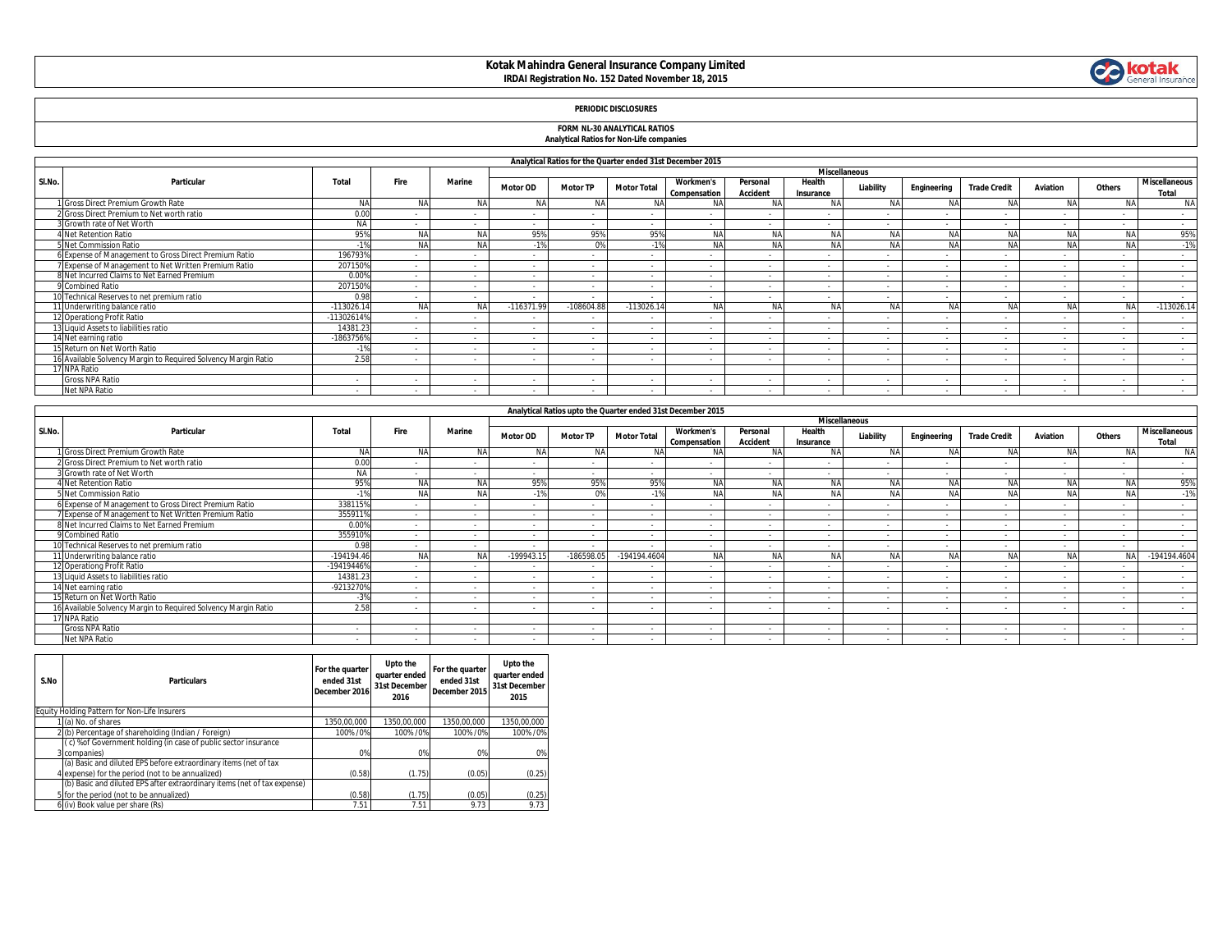# Kotak Mahindra General Insurance Company Limited

**IRDAI Registration No. 152 Dated November 18, 2015**

**PERIODIC DISCLOSURES**

**FORM NL-30 ANALYTICAL RATIOS**

**Analytical Ratios for Non-Life companies**

| | | | | | Analytical Ratios for the Quarter ended 31st December 2015 | | | | | | | | | | | |
|---|---|---|---|---|---|---|---|---|---|---|---|---|---|---|---|---|
| Sl.No. | Particular | Total | Fire | Marine | Miscellaneous | | | | | | | | | | | |
| | | | | | Motor OD | Motor TP | Motor Total | Workmen's Compensation | Personal Accident | Health Insurance | Liability | Engineering | Trade Credit | Aviation | Others | Miscellaneous Total |
| 1 | Gross Direct Premium Growth Rate | NA | NA | NA | NA | NA | NA | NA | NA | NA | NA | NA | NA | NA | NA | NA |
| 2 | Gross Direct Premium to Net worth ratio | 0.00 | - | - | - | - | - | - | - | - | - | - | - | - | - | - |
| 3 | Growth rate of Net Worth | NA | - | - | - | - | - | - | - | - | - | - | - | - | - | - |
| 4 | Net Retention Ratio | 95% | NA | NA | 95% | 95% | 95% | NA | NA | NA | NA | NA | NA | NA | NA | 95% |
| 5 | Net Commission Ratio | -1% | NA | NA | -1% | 0% | -1% | NA | NA | NA | NA | NA | NA | NA | NA | -1% |
| 6 | Expense of Management to Gross Direct Premium Ratio | 196793% | - | - | - | - | - | - | - | - | - | - | - | - | - | - |
| 7 | Expense of Management to Net Written Premium Ratio | 207150% | - | - | - | - | - | - | - | - | - | - | - | - | - | - |
| 8 | Net Incurred Claims to Net Earned Premium | 0.00% | - | - | - | - | - | - | - | - | - | - | - | - | - | - |
| 9 | Combined Ratio | 207150% | - | - | - | - | - | - | - | - | - | - | - | - | - | - |
| 10 | Technical Reserves to net premium ratio | 0.98 | - | - | - | - | - | - | - | - | - | - | - | - | - | - |
| 11 | Underwriting balance ratio | -113026.14 | NA | NA | -116371.99 | -108604.88 | -113026.14 | NA | NA | NA | NA | NA | NA | NA | NA | -113026.14 |
| 12 | Operationg Profit Ratio | -11302614% | - | - | - | - | - | - | - | - | - | - | - | - | - | - |
| 13 | Liquid Assets to liabilities ratio | 14381.23 | - | - | - | - | - | - | - | - | - | - | - | - | - | - |
| 14 | Net earning ratio | -1863756% | - | - | - | - | - | - | - | - | - | - | - | - | - | - |
| 15 | Return on Net Worth Ratio | -1% | - | - | - | - | - | - | - | - | - | - | - | - | - | - |
| 16 | Available Solvency Margin to Required Solvency Margin Ratio | 2.58 | - | - | - | - | - | - | - | - | - | - | - | - | - | - |
| 17 | NPA Ratio | | | | | | | | | | | | | | | |
| | Gross NPA Ratio | - | - | - | - | - | - | - | - | - | - | - | - | - | - | - |
| | Net NPA Ratio | - | - | - | - | - | - | - | - | - | - | - | - | - | - | - |

| | | | | | Analytical Ratios upto the Quarter ended 31st December 2015 | | | | | | | | | | | |
|---|---|---|---|---|---|---|---|---|---|---|---|---|---|---|---|---|
| Sl.No. | Particular | Total | Fire | Marine | Miscellaneous | | | | | | | | | | | |
| | | | | | Motor OD | Motor TP | Motor Total | Workmen's Compensation | Personal Accident | Health Insurance | Liability | Engineering | Trade Credit | Aviation | Others | Miscellaneous Total |
| 1 | Gross Direct Premium Growth Rate | NA | NA | NA | NA | NA | NA | NA | NA | NA | NA | NA | NA | NA | NA | NA |
| 2 | Gross Direct Premium to Net worth ratio | 0.00 | - | - | - | - | - | - | - | - | - | - | - | - | - | - |
| 3 | Growth rate of Net Worth | NA | - | - | - | - | - | - | - | - | - | - | - | - | - | - |
| 4 | Net Retention Ratio | 95% | NA | NA | 95% | 95% | 95% | NA | NA | NA | NA | NA | NA | NA | NA | 95% |
| 5 | Net Commission Ratio | -1% | NA | NA | -1% | 0% | -1% | NA | NA | NA | NA | NA | NA | NA | NA | -1% |
| 6 | Expense of Management to Gross Direct Premium Ratio | 338115% | - | - | - | - | - | - | - | - | - | - | - | - | - | - |
| 7 | Expense of Management to Net Written Premium Ratio | 355911% | - | - | - | - | - | - | - | - | - | - | - | - | - | - |
| 8 | Net Incurred Claims to Net Earned Premium | 0.00% | - | - | - | - | - | - | - | - | - | - | - | - | - | - |
| 9 | Combined Ratio | 355910% | - | - | - | - | - | - | - | - | - | - | - | - | - | - |
| 10 | Technical Reserves to net premium ratio | 0.98 | - | - | - | - | - | - | - | - | - | - | - | - | - | - |
| 11 | Underwriting balance ratio | -194194.46 | NA | NA | -199943.15 | -186598.05 | -194194.4604 | NA | NA | NA | NA | NA | NA | NA | NA | -194194.4604 |
| 12 | Operationg Profit Ratio | -19419446% | - | - | - | - | - | - | - | - | - | - | - | - | - | - |
| 13 | Liquid Assets to liabilities ratio | 14381.23 | - | - | - | - | - | - | - | - | - | - | - | - | - | - |
| 14 | Net earning ratio | -9213270% | - | - | - | - | - | - | - | - | - | - | - | - | - | - |
| 15 | Return on Net Worth Ratio | -3% | - | - | - | - | - | - | - | - | - | - | - | - | - | - |
| 16 | Available Solvency Margin to Required Solvency Margin Ratio | 2.58 | - | - | - | - | - | - | - | - | - | - | - | - | - | - |
| 17 | NPA Ratio | | | | | | | | | | | | | | | |
| | Gross NPA Ratio | - | - | - | - | - | - | - | - | - | - | - | - | - | - | - |
| | Net NPA Ratio | - | - | - | - | - | - | - | - | - | - | - | - | - | - | - |

| S.No | Particulars | For the quarter ended 31st December 2016 | Upto the quarter ended 31st December 2016 | For the quarter ended 31st December 2015 | Upto the quarter ended 31st December 2015 |
|---|---|---|---|---|---|
| | Equity Holding Pattern for Non-Life Insurers | | | | |
| 1 | (a) No. of shares | 1350,00,000 | 1350,00,000 | 1350,00,000 | 1350,00,000 |
| 2 | (b) Percentage of shareholding (Indian / Foreign) | 100% /0% | 100% /0% | 100% /0% | 100% /0% |
| 3 | ( c) %of Government holding (in case of public sector insurance companies) | 0% | 0% | 0% | 0% |
| 4 | (a) Basic and diluted EPS before extraordinary items (net of tax expense) for the period (not to be annualized) | (0.58) | (1.75) | (0.05) | (0.25) |
| 5 | (b) Basic and diluted EPS after extraordinary items (net of tax expense) for the period (not to be annualized) | (0.58) | (1.75) | (0.05) | (0.25) |
| 6 | (iv) Book value per share (Rs) | 7.51 | 7.51 | 9.73 | 9.73 |